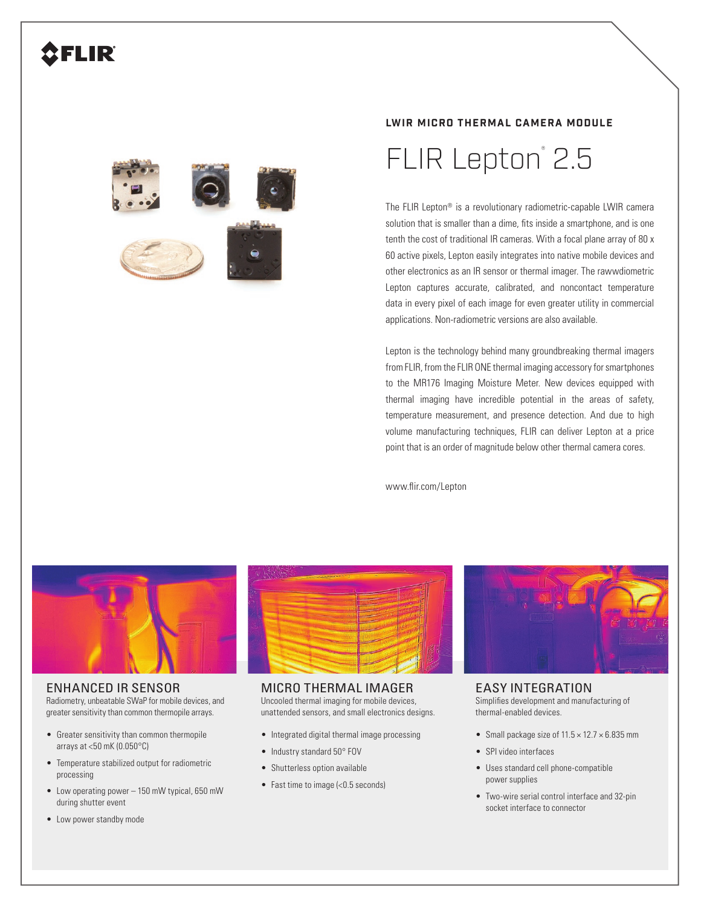**LWIR MICRO THERMAL CAMERA MODULE**

# FLIR Lepton® 2.5

The FLIR Lepton® is a revolutionary radiometric-capable LWIR camera solution that is smaller than a dime, fits inside a smartphone, and is one tenth the cost of traditional IR cameras. With a focal plane array of 80 x 60 active pixels, Lepton easily integrates into native mobile devices and other electronics as an IR sensor or thermal imager. The rawwdiometric Lepton captures accurate, calibrated, and noncontact temperature data in every pixel of each image for even greater utility in commercial applications. Non-radiometric versions are also available.

Lepton is the technology behind many groundbreaking thermal imagers from FLIR, from the FLIR ONE thermal imaging accessory for smartphones to the MR176 Imaging Moisture Meter. New devices equipped with thermal imaging have incredible potential in the areas of safety, temperature measurement, and presence detection. And due to high volume manufacturing techniques, FLIR can deliver Lepton at a price point that is an order of magnitude below other thermal camera cores.

www.flir.com/Lepton

## ENHANCED IR SENSOR

Radiometry, unbeatable SWaP for mobile devices, and greater sensitivity than common thermopile arrays.

- Greater sensitivity than common thermopile arrays at <50 mK (0.050°C)
- Temperature stabilized output for radiometric processing
- Low operating power – 150 mW typical, 650 mW during shutter event
- Low power standby mode

## MICRO THERMAL IMAGER

Uncooled thermal imaging for mobile devices, unattended sensors, and small electronics designs.

- Integrated digital thermal image processing
- Industry standard 50° FOV
- Shutterless option available
- Fast time to image (<0.5 seconds)

## EASY INTEGRATION

Simplifies development and manufacturing of thermal-enabled devices.

- Small package size of 11.5 × 12.7 × 6.835 mm
- SPI video interfaces
- Uses standard cell phone-compatible power supplies
- Two-wire serial control interface and 32-pin socket interface to connector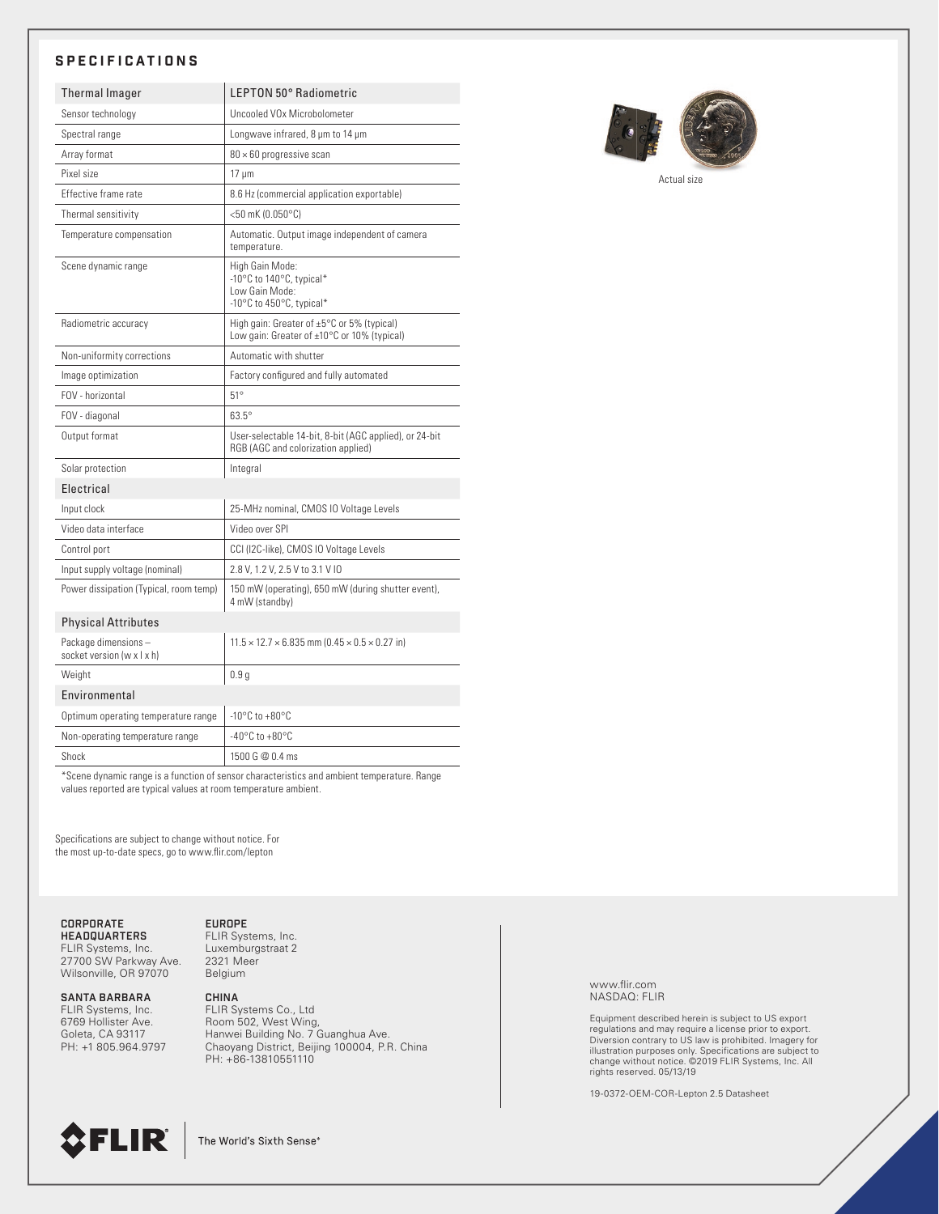## SPECIFICATIONS

| Thermal Imager | LEPTON 50° Radiometric |
|---|---|
| Sensor technology | Uncooled VOx Microbolometer |
| Spectral range | Longwave infrared, 8 µm to 14 µm |
| Array format | 80 × 60 progressive scan |
| Pixel size | 17 µm |
| Effective frame rate | 8.6 Hz (commercial application exportable) |
| Thermal sensitivity | <50 mK (0.050°C) |
| Temperature compensation | Automatic. Output image independent of camera temperature. |
| Scene dynamic range | High Gain Mode: -10°C to 140°C, typical* Low Gain Mode: -10°C to 450°C, typical* |
| Radiometric accuracy | High gain: Greater of ±5°C or 5% (typical) Low gain: Greater of ±10°C or 10% (typical) |
| Non-uniformity corrections | Automatic with shutter |
| Image optimization | Factory configured and fully automated |
| FOV - horizontal | 51° |
| FOV - diagonal | 63.5° |
| Output format | User-selectable 14-bit, 8-bit (AGC applied), or 24-bit RGB (AGC and colorization applied) |
| Solar protection | Integral |
| **Electrical** | |
| Input clock | 25-MHz nominal, CMOS IO Voltage Levels |
| Video data interface | Video over SPI |
| Control port | CCI (I2C-like), CMOS IO Voltage Levels |
| Input supply voltage (nominal) | 2.8 V, 1.2 V, 2.5 V to 3.1 V IO |
| Power dissipation (Typical, room temp) | 150 mW (operating), 650 mW (during shutter event), 4 mW (standby) |
| **Physical Attributes** | |
| Package dimensions – socket version (w x l x h) | 11.5 × 12.7 × 6.835 mm (0.45 × 0.5 × 0.27 in) |
| Weight | 0.9 g |
| **Environmental** | |
| Optimum operating temperature range | -10°C to +80°C |
| Non-operating temperature range | -40°C to +80°C |
| Shock | 1500 G @ 0.4 ms |

*Scene dynamic range is a function of sensor characteristics and ambient temperature. Range values reported are typical values at room temperature ambient.

Actual size

Specifications are subject to change without notice. For the most up-to-date specs, go to www.flir.com/lepton

**CORPORATE HEADQUARTERS**
FLIR Systems, Inc.
27700 SW Parkway Ave.
Wilsonville, OR 97070

**SANTA BARBARA**
FLIR Systems, Inc.
6769 Hollister Ave.
Goleta, CA 93117
PH: +1 805.964.9797

**EUROPE**
FLIR Systems, Inc.
Luxemburgstraat 2
2321 Meer
Belgium

**CHINA**
FLIR Systems Co., Ltd
Room 502, West Wing,
Hanwei Building No. 7 Guanghua Ave.
Chaoyang District, Beijing 100004, P.R. China
PH: +86-13810551110

www.flir.com
NASDAQ: FLIR

Equipment described herein is subject to US export regulations and may require a license prior to export. Diversion contrary to US law is prohibited. Imagery for illustration purposes only. Specifications are subject to change without notice. ©2019 FLIR Systems, Inc. All rights reserved. 05/13/19

19-0372-OEM-COR-Lepton 2.5 Datasheet

FLIR® The World's Sixth Sense®